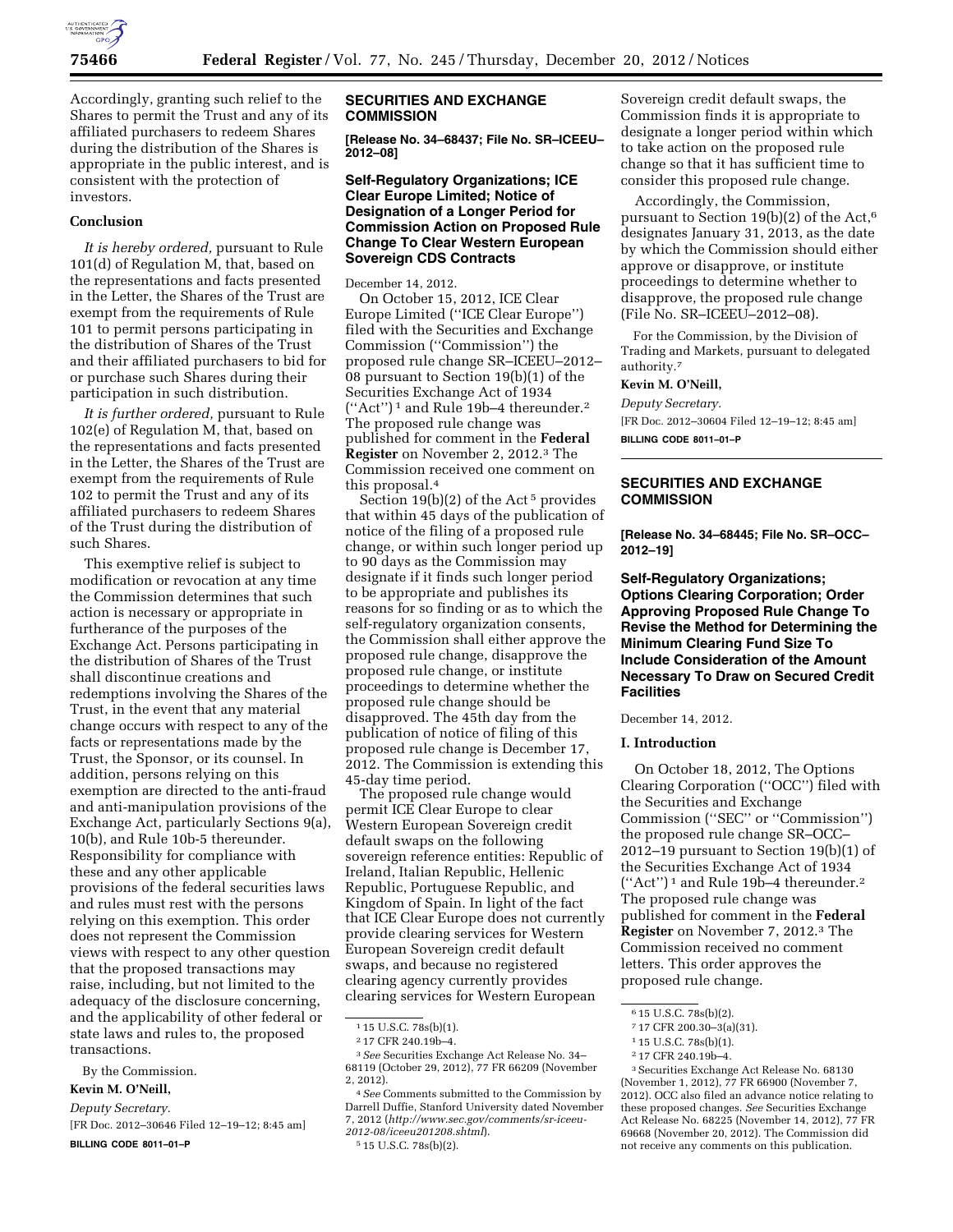Accordingly, granting such relief to the Shares to permit the Trust and any of its affiliated purchasers to redeem Shares during the distribution of the Shares is appropriate in the public interest, and is consistent with the protection of investors.

**Conclusion**

*It is hereby ordered,* pursuant to Rule 101(d) of Regulation M, that, based on the representations and facts presented in the Letter, the Shares of the Trust are exempt from the requirements of Rule 101 to permit persons participating in the distribution of Shares of the Trust and their affiliated purchasers to bid for or purchase such Shares during their participation in such distribution.

*It is further ordered,* pursuant to Rule 102(e) of Regulation M, that, based on the representations and facts presented in the Letter, the Shares of the Trust are exempt from the requirements of Rule 102 to permit the Trust and any of its affiliated purchasers to redeem Shares of the Trust during the distribution of such Shares.

This exemptive relief is subject to modification or revocation at any time the Commission determines that such action is necessary or appropriate in furtherance of the purposes of the Exchange Act. Persons participating in the distribution of Shares of the Trust shall discontinue creations and redemptions involving the Shares of the Trust, in the event that any material change occurs with respect to any of the facts or representations made by the Trust, the Sponsor, or its counsel. In addition, persons relying on this exemption are directed to the anti-fraud and anti-manipulation provisions of the Exchange Act, particularly Sections 9(a), 10(b), and Rule 10b-5 thereunder. Responsibility for compliance with these and any other applicable provisions of the federal securities laws and rules must rest with the persons relying on this exemption. This order does not represent the Commission views with respect to any other question that the proposed transactions may raise, including, but not limited to the adequacy of the disclosure concerning, and the applicability of other federal or state laws and rules to, the proposed transactions.

By the Commission.

**Kevin M. O'Neill,**

*Deputy Secretary.*

[FR Doc. 2012–30646 Filed 12–19–12; 8:45 am]

**BILLING CODE 8011–01–P**

## SECURITIES AND EXCHANGE COMMISSION

**[Release No. 34–68437; File No. SR–ICEEU–2012–08]**

### Self-Regulatory Organizations; ICE Clear Europe Limited; Notice of Designation of a Longer Period for Commission Action on Proposed Rule Change To Clear Western European Sovereign CDS Contracts

December 14, 2012.

On October 15, 2012, ICE Clear Europe Limited (''ICE Clear Europe'') filed with the Securities and Exchange Commission (''Commission'') the proposed rule change SR–ICEEU–2012–08 pursuant to Section 19(b)(1) of the Securities Exchange Act of 1934 (''Act'')[1] and Rule 19b–4 thereunder.[2] The proposed rule change was published for comment in the **Federal Register** on November 2, 2012.[3] The Commission received one comment on this proposal.[4]

Section 19(b)(2) of the Act[5] provides that within 45 days of the publication of notice of the filing of a proposed rule change, or within such longer period up to 90 days as the Commission may designate if it finds such longer period to be appropriate and publishes its reasons for so finding or as to which the self-regulatory organization consents, the Commission shall either approve the proposed rule change, disapprove the proposed rule change, or institute proceedings to determine whether the proposed rule change should be disapproved. The 45th day from the publication of notice of filing of this proposed rule change is December 17, 2012. The Commission is extending this 45-day time period.

The proposed rule change would permit ICE Clear Europe to clear Western European Sovereign credit default swaps on the following sovereign reference entities: Republic of Ireland, Italian Republic, Hellenic Republic, Portuguese Republic, and Kingdom of Spain. In light of the fact that ICE Clear Europe does not currently provide clearing services for Western European Sovereign credit default swaps, and because no registered clearing agency currently provides clearing services for Western European Sovereign credit default swaps, the Commission finds it is appropriate to designate a longer period within which to take action on the proposed rule change so that it has sufficient time to consider this proposed rule change.

Accordingly, the Commission, pursuant to Section 19(b)(2) of the Act,[6] designates January 31, 2013, as the date by which the Commission should either approve or disapprove, or institute proceedings to determine whether to disapprove, the proposed rule change (File No. SR–ICEEU–2012–08).

For the Commission, by the Division of Trading and Markets, pursuant to delegated authority.[7]

**Kevin M. O'Neill,**

*Deputy Secretary.*

[FR Doc. 2012–30604 Filed 12–19–12; 8:45 am]

**BILLING CODE 8011–01–P**

[1] 15 U.S.C. 78s(b)(1).

[2] 17 CFR 240.19b–4.

[3] *See* Securities Exchange Act Release No. 34–68119 (October 29, 2012), 77 FR 66209 (November 2, 2012).

[4] *See* Comments submitted to the Commission by Darrell Duffie, Stanford University dated November 7, 2012 (*http://www.sec.gov/comments/sr-iceeu-2012-08/iceeu201208.shtml*).

[5] 15 U.S.C. 78s(b)(2).

[6] 15 U.S.C. 78s(b)(2).

[7] 17 CFR 200.30–3(a)(31).

## SECURITIES AND EXCHANGE COMMISSION

**[Release No. 34–68445; File No. SR–OCC–2012–19]**

### Self-Regulatory Organizations; Options Clearing Corporation; Order Approving Proposed Rule Change To Revise the Method for Determining the Minimum Clearing Fund Size To Include Consideration of the Amount Necessary To Draw on Secured Credit Facilities

December 14, 2012.

**I. Introduction**

On October 18, 2012, The Options Clearing Corporation (''OCC'') filed with the Securities and Exchange Commission (''SEC'' or ''Commission'') the proposed rule change SR–OCC–2012–19 pursuant to Section 19(b)(1) of the Securities Exchange Act of 1934 (''Act'')[1] and Rule 19b–4 thereunder.[2] The proposed rule change was published for comment in the **Federal Register** on November 7, 2012.[3] The Commission received no comment letters. This order approves the proposed rule change.

[1] 15 U.S.C. 78s(b)(1).

[2] 17 CFR 240.19b–4.

[3] Securities Exchange Act Release No. 68130 (November 1, 2012), 77 FR 66900 (November 7, 2012). OCC also filed an advance notice relating to these proposed changes. *See* Securities Exchange Act Release No. 68225 (November 14, 2012), 77 FR 69668 (November 20, 2012). The Commission did not receive any comments on this publication.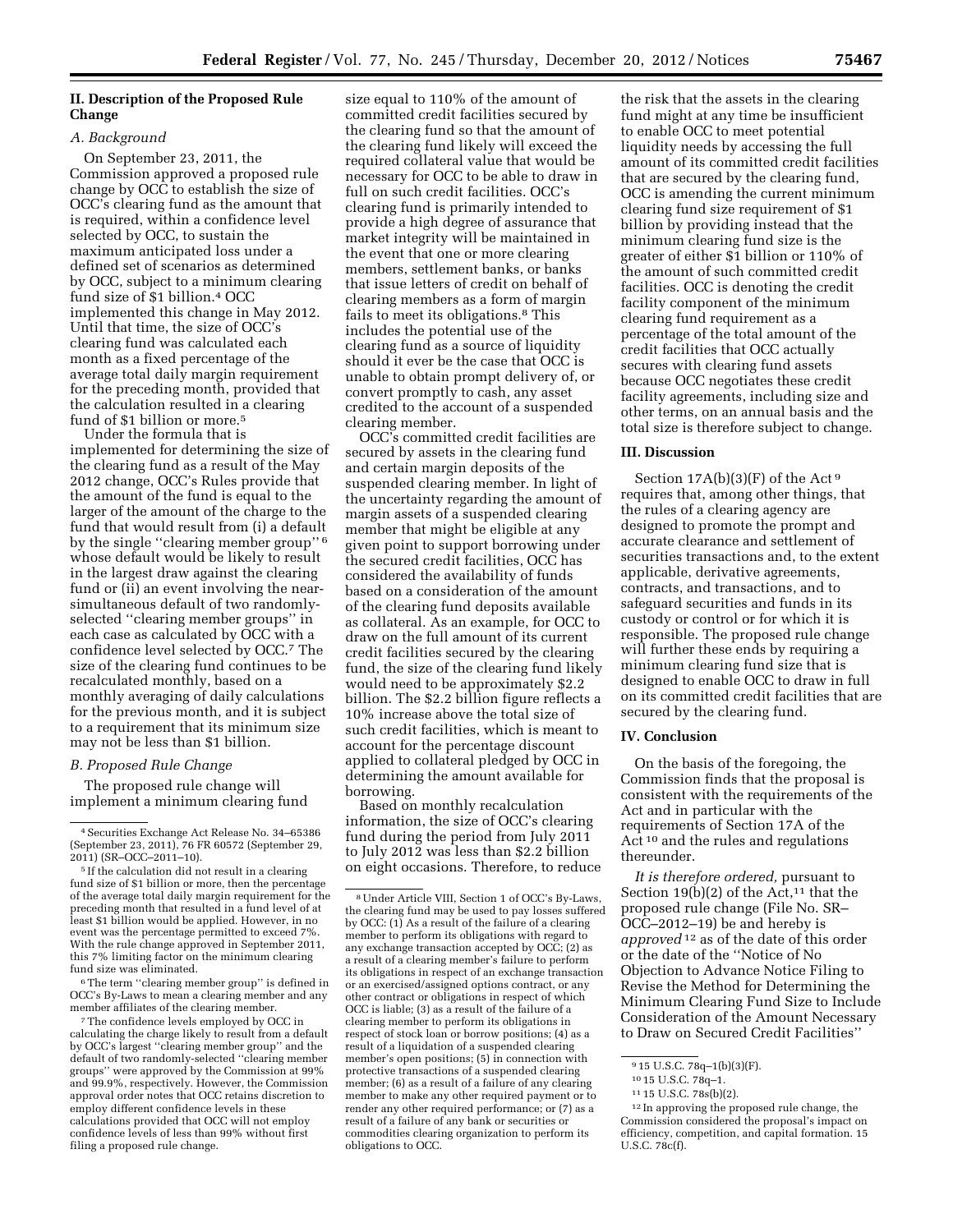## II. Description of the Proposed Rule Change

### *A. Background*

On September 23, 2011, the Commission approved a proposed rule change by OCC to establish the size of OCC's clearing fund as the amount that is required, within a confidence level selected by OCC, to sustain the maximum anticipated loss under a defined set of scenarios as determined by OCC, subject to a minimum clearing fund size of $1 billion.[4] OCC implemented this change in May 2012. Until that time, the size of OCC's clearing fund was calculated each month as a fixed percentage of the average total daily margin requirement for the preceding month, provided that the calculation resulted in a clearing fund of $1 billion or more.[5]

Under the formula that is implemented for determining the size of the clearing fund as a result of the May 2012 change, OCC's Rules provide that the amount of the fund is equal to the larger of the amount of the charge to the fund that would result from (i) a default by the single "clearing member group"[6] whose default would be likely to result in the largest draw against the clearing fund or (ii) an event involving the near-simultaneous default of two randomly-selected "clearing member groups" in each case as calculated by OCC with a confidence level selected by OCC.[7] The size of the clearing fund continues to be recalculated monthly, based on a monthly averaging of daily calculations for the previous month, and it is subject to a requirement that its minimum size may not be less than $1 billion.

### *B. Proposed Rule Change*

The proposed rule change will implement a minimum clearing fund size equal to 110% of the amount of committed credit facilities secured by the clearing fund so that the amount of the clearing fund likely will exceed the required collateral value that would be necessary for OCC to be able to draw in full on such credit facilities. OCC's clearing fund is primarily intended to provide a high degree of assurance that market integrity will be maintained in the event that one or more clearing members, settlement banks, or banks that issue letters of credit on behalf of clearing members as a form of margin fails to meet its obligations.[8] This includes the potential use of the clearing fund as a source of liquidity should it ever be the case that OCC is unable to obtain prompt delivery of, or convert promptly to cash, any asset credited to the account of a suspended clearing member.

OCC's committed credit facilities are secured by assets in the clearing fund and certain margin deposits of the suspended clearing member. In light of the uncertainty regarding the amount of margin assets of a suspended clearing member that might be eligible at any given point to support borrowing under the secured credit facilities, OCC has considered the availability of funds based on a consideration of the amount of the clearing fund deposits available as collateral. As an example, for OCC to draw on the full amount of its current credit facilities secured by the clearing fund, the size of the clearing fund likely would need to be approximately $2.2 billion. The $2.2 billion figure reflects a 10% increase above the total size of such credit facilities, which is meant to account for the percentage discount applied to collateral pledged by OCC in determining the amount available for borrowing.

Based on monthly recalculation information, the size of OCC's clearing fund during the period from July 2011 to July 2012 was less than $2.2 billion on eight occasions. Therefore, to reduce the risk that the assets in the clearing fund might at any time be insufficient to enable OCC to meet potential liquidity needs by accessing the full amount of its committed credit facilities that are secured by the clearing fund, OCC is amending the current minimum clearing fund size requirement of $1 billion by providing instead that the minimum clearing fund size is the greater of either $1 billion or 110% of the amount of such committed credit facilities. OCC is denoting the credit facility component of the minimum clearing fund requirement as a percentage of the total amount of the credit facilities that OCC actually secures with clearing fund assets because OCC negotiates these credit facility agreements, including size and other terms, on an annual basis and the total size is therefore subject to change.

## III. Discussion

Section 17A(b)(3)(F) of the Act[9] requires that, among other things, that the rules of a clearing agency are designed to promote the prompt and accurate clearance and settlement of securities transactions and, to the extent applicable, derivative agreements, contracts, and transactions, and to safeguard securities and funds in its custody or control or for which it is responsible. The proposed rule change will further these ends by requiring a minimum clearing fund size that is designed to enable OCC to draw in full on its committed credit facilities that are secured by the clearing fund.

## IV. Conclusion

On the basis of the foregoing, the Commission finds that the proposal is consistent with the requirements of the Act and in particular with the requirements of Section 17A of the Act[10] and the rules and regulations thereunder.

*It is therefore ordered,* pursuant to Section 19(b)(2) of the Act,[11] that the proposed rule change (File No. SR–OCC–2012–19) be and hereby is *approved*[12] as of the date of this order or the date of the "Notice of No Objection to Advance Notice Filing to Revise the Method for Determining the Minimum Clearing Fund Size to Include Consideration of the Amount Necessary to Draw on Secured Credit Facilities"

---

[4] Securities Exchange Act Release No. 34–65386 (September 23, 2011), 76 FR 60572 (September 29, 2011) (SR–OCC–2011–10).

[5] If the calculation did not result in a clearing fund size of $1 billion or more, then the percentage of the average total daily margin requirement for the preceding month that resulted in a fund level of at least $1 billion would be applied. However, in no event was the percentage permitted to exceed 7%. With the rule change approved in September 2011, this 7% limiting factor on the minimum clearing fund size was eliminated.

[6] The term "clearing member group" is defined in OCC's By-Laws to mean a clearing member and any member affiliates of the clearing member.

[7] The confidence levels employed by OCC in calculating the charge likely to result from a default by OCC's largest "clearing member group" and the default of two randomly-selected "clearing member groups" were approved by the Commission at 99% and 99.9%, respectively. However, the Commission approval order notes that OCC retains discretion to employ different confidence levels in these calculations provided that OCC will not employ confidence levels of less than 99% without first filing a proposed rule change.

[8] Under Article VIII, Section 1 of OCC's By-Laws, the clearing fund may be used to pay losses suffered by OCC: (1) As a result of the failure of a clearing member to perform its obligations with regard to any exchange transaction accepted by OCC; (2) as a result of a clearing member's failure to perform its obligations in respect of an exchange transaction or an exercised/assigned options contract, or any other contract or obligations in respect of which OCC is liable; (3) as a result of the failure of a clearing member to perform its obligations in respect of stock loan or borrow positions; (4) as a result of a liquidation of a suspended clearing member's open positions; (5) in connection with protective transactions of a suspended clearing member; (6) as a result of a failure of any clearing member to make any other required payment or to render any other required performance; or (7) as a result of a failure of any bank or securities or commodities clearing organization to perform its obligations to OCC.

[9] 15 U.S.C. 78q–1(b)(3)(F).

[10] 15 U.S.C. 78q–1.

[11] 15 U.S.C. 78s(b)(2).

[12] In approving the proposed rule change, the Commission considered the proposal's impact on efficiency, competition, and capital formation. 15 U.S.C. 78c(f).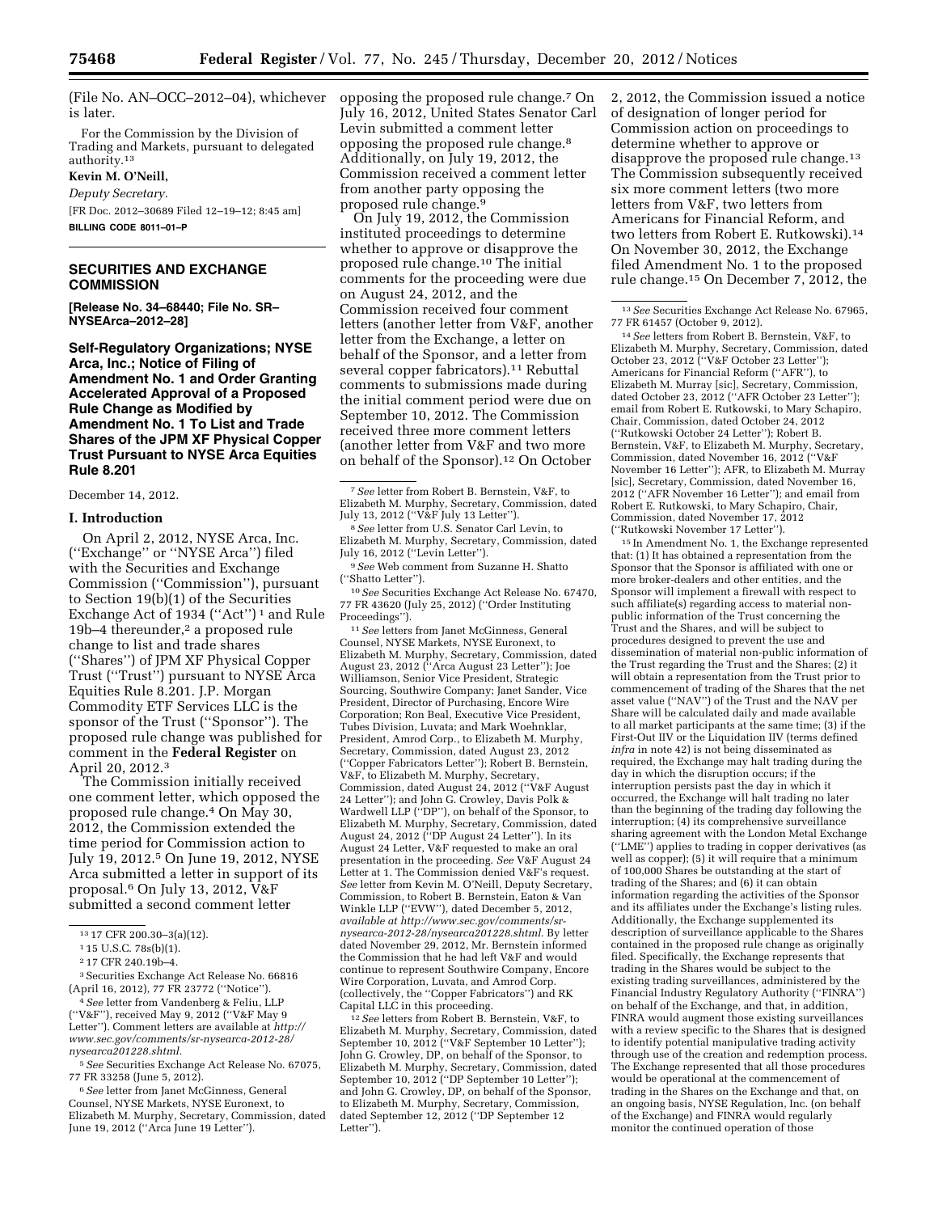(File No. AN–OCC–2012–04), whichever is later.

For the Commission by the Division of Trading and Markets, pursuant to delegated authority.[13]

**Kevin M. O'Neill,**

*Deputy Secretary.*

[FR Doc. 2012–30689 Filed 12–19–12; 8:45 am]

**BILLING CODE 8011–01–P**

## SECURITIES AND EXCHANGE COMMISSION

**[Release No. 34–68440; File No. SR–NYSEArca–2012–28]**

## Self-Regulatory Organizations; NYSE Arca, Inc.; Notice of Filing of Amendment No. 1 and Order Granting Accelerated Approval of a Proposed Rule Change as Modified by Amendment No. 1 To List and Trade Shares of the JPM XF Physical Copper Trust Pursuant to NYSE Arca Equities Rule 8.201

December 14, 2012.

### I. Introduction

On April 2, 2012, NYSE Arca, Inc. (''Exchange'' or ''NYSE Arca'') filed with the Securities and Exchange Commission (''Commission''), pursuant to Section 19(b)(1) of the Securities Exchange Act of 1934 (''Act'')[1] and Rule 19b–4 thereunder,[2] a proposed rule change to list and trade shares (''Shares'') of JPM XF Physical Copper Trust (''Trust'') pursuant to NYSE Arca Equities Rule 8.201. J.P. Morgan Commodity ETF Services LLC is the sponsor of the Trust (''Sponsor''). The proposed rule change was published for comment in the **Federal Register** on April 20, 2012.[3]

The Commission initially received one comment letter, which opposed the proposed rule change.[4] On May 30, 2012, the Commission extended the time period for Commission action to July 19, 2012.[5] On June 19, 2012, NYSE Arca submitted a letter in support of its proposal.[6] On July 13, 2012, V&F submitted a second comment letter opposing the proposed rule change.[7] On July 16, 2012, United States Senator Carl Levin submitted a comment letter opposing the proposed rule change.[8] Additionally, on July 19, 2012, the Commission received a comment letter from another party opposing the proposed rule change.[9]

On July 19, 2012, the Commission instituted proceedings to determine whether to approve or disapprove the proposed rule change.[10] The initial comments for the proceeding were due on August 24, 2012, and the Commission received four comment letters (another letter from V&F, another letter from the Exchange, a letter on behalf of the Sponsor, and a letter from several copper fabricators).[11] Rebuttal comments to submissions made during the initial comment period were due on September 10, 2012. The Commission received three more comment letters (another letter from V&F and two more on behalf of the Sponsor).[12] On October 2, 2012, the Commission issued a notice of designation of longer period for Commission action on proceedings to determine whether to approve or disapprove the proposed rule change.[13] The Commission subsequently received six more comment letters (two more letters from V&F, two letters from Americans for Financial Reform, and two letters from Robert E. Rutkowski).[14] On November 30, 2012, the Exchange filed Amendment No. 1 to the proposed rule change.[15] On December 7, 2012, the

---

[13] 17 CFR 200.30–3(a)(12).

[1] 15 U.S.C. 78s(b)(1).

[2] 17 CFR 240.19b–4.

[3] Securities Exchange Act Release No. 66816 (April 16, 2012), 77 FR 23772 (''Notice'').

[4] *See* letter from Vandenberg & Feliu, LLP (''V&F''), received May 9, 2012 (''V&F May 9 Letter''). Comment letters are available at *http://www.sec.gov/comments/sr-nysearca-2012-28/nysearca201228.shtml*.

[5] *See* Securities Exchange Act Release No. 67075, 77 FR 33258 (June 5, 2012).

[6] *See* letter from Janet McGinness, General Counsel, NYSE Markets, NYSE Euronext, to Elizabeth M. Murphy, Secretary, Commission, dated June 19, 2012 (''Arca June 19 Letter'').

[7] *See* letter from Robert B. Bernstein, V&F, to Elizabeth M. Murphy, Secretary, Commission, dated July 13, 2012 (''V&F July 13 Letter'').

[8] *See* letter from U.S. Senator Carl Levin, to Elizabeth M. Murphy, Secretary, Commission, dated July 16, 2012 (''Levin Letter'').

[9] *See* Web comment from Suzanne H. Shatto (''Shatto Letter'').

[10] *See* Securities Exchange Act Release No. 67470, 77 FR 43620 (July 25, 2012) (''Order Instituting Proceedings'').

[11] *See* letters from Janet McGinness, General Counsel, NYSE Markets, NYSE Euronext, to Elizabeth M. Murphy, Secretary, Commission, dated August 23, 2012 (''Arca August 23 Letter''); Joe Williamson, Senior Vice President, Strategic Sourcing, Southwire Company; Janet Sander, Vice President, Director of Purchasing, Encore Wire Corporation; Ron Beal, Executive Vice President, Tubes Division, Luvata; and Mark Woehnklar, President, Amrod Corp., to Elizabeth M. Murphy, Secretary, Commission, dated August 23, 2012 (''Copper Fabricators Letter''); Robert B. Bernstein, V&F, to Elizabeth M. Murphy, Secretary, Commission, dated August 24, 2012 (''V&F August 24 Letter''); and John G. Crowley, Davis Polk & Wardwell LLP (''DP''), on behalf of the Sponsor, to Elizabeth M. Murphy, Secretary, Commission, dated August 24, 2012 (''DP August 24 Letter''). In its August 24 Letter, V&F requested to make an oral presentation in the proceeding. *See* V&F August 24 Letter at 1. The Commission denied V&F's request. *See* letter from Kevin M. O'Neill, Deputy Secretary, Commission, to Robert B. Bernstein, Eaton & Van Winkle LLP (''EVW''), dated December 5, 2012, *available at http://www.sec.gov/comments/sr-nysearca-2012-28/nysearca201228.shtml*. By letter dated November 29, 2012, Mr. Bernstein informed the Commission that he had left V&F and would continue to represent Southwire Company, Encore Wire Corporation, Luvata, and Amrod Corp. (collectively, the ''Copper Fabricators'') and RK Capital LLC in this proceeding.

[12] *See* letters from Robert B. Bernstein, V&F, to Elizabeth M. Murphy, Secretary, Commission, dated September 10, 2012 (''V&F September 10 Letter''); John G. Crowley, DP, on behalf of the Sponsor, to Elizabeth M. Murphy, Secretary, Commission, dated September 10, 2012 (''DP September 10 Letter''); and John G. Crowley, DP, on behalf of the Sponsor, to Elizabeth M. Murphy, Secretary, Commission, dated September 12, 2012 (''DP September 12 Letter'').

[13] *See* Securities Exchange Act Release No. 67965, 77 FR 61457 (October 9, 2012).

[14] *See* letters from Robert B. Bernstein, V&F, to Elizabeth M. Murphy, Secretary, Commission, dated October 23, 2012 (''V&F October 23 Letter''); Americans for Financial Reform (''AFR''), to Elizabeth M. Murray [sic], Secretary, Commission, dated October 23, 2012 (''AFR October 23 Letter''); email from Robert E. Rutkowski, to Mary Schapiro, Chair, Commission, dated October 24, 2012 (''Rutkowski October 24 Letter''); Robert B. Bernstein, V&F, to Elizabeth M. Murphy, Secretary, Commission, dated November 16, 2012 (''V&F November 16 Letter''); AFR, to Elizabeth M. Murray [sic], Secretary, Commission, dated November 16, 2012 (''AFR November 16 Letter''); and email from Robert E. Rutkowski, to Mary Schapiro, Chair, Commission, dated November 17, 2012 (''Rutkowski November 17 Letter'').

[15] In Amendment No. 1, the Exchange represented that: (1) It has obtained a representation from the Sponsor that the Sponsor is affiliated with one or more broker-dealers and other entities, and the Sponsor will implement a firewall with respect to such affiliate(s) regarding access to material non-public information of the Trust concerning the Trust and the Shares, and will be subject to procedures designed to prevent the use and dissemination of material non-public information of the Trust regarding the Trust and the Shares; (2) it will obtain a representation from the Trust prior to commencement of trading of the Shares that the net asset value (''NAV'') of the Trust and the NAV per Share will be calculated daily and made available to all market participants at the same time; (3) if the First-Out IIV or the Liquidation IIV (terms defined *infra* in note 42) is not being disseminated as required, the Exchange may halt trading during the day in which the disruption occurs; if the interruption persists past the day in which it occurred, the Exchange will halt trading no later than the beginning of the trading day following the interruption; (4) its comprehensive surveillance sharing agreement with the London Metal Exchange (''LME'') applies to trading in copper derivatives (as well as copper); (5) it will require that a minimum of 100,000 Shares be outstanding at the start of trading of the Shares; and (6) it can obtain information regarding the activities of the Sponsor and its affiliates under the Exchange's listing rules. Additionally, the Exchange supplemented its description of surveillance applicable to the Shares contained in the proposed rule change as originally filed. Specifically, the Exchange represents that trading in the Shares would be subject to the existing trading surveillances, administered by the Financial Industry Regulatory Authority (''FINRA'') on behalf of the Exchange, and that, in addition, FINRA would augment those existing surveillances with a review specific to the Shares that is designed to identify potential manipulative trading activity through use of the creation and redemption process. The Exchange represented that all those procedures would be operational at the commencement of trading in the Shares on the Exchange and that, on an ongoing basis, NYSE Regulation, Inc. (on behalf of the Exchange) and FINRA would regularly monitor the continued operation of those